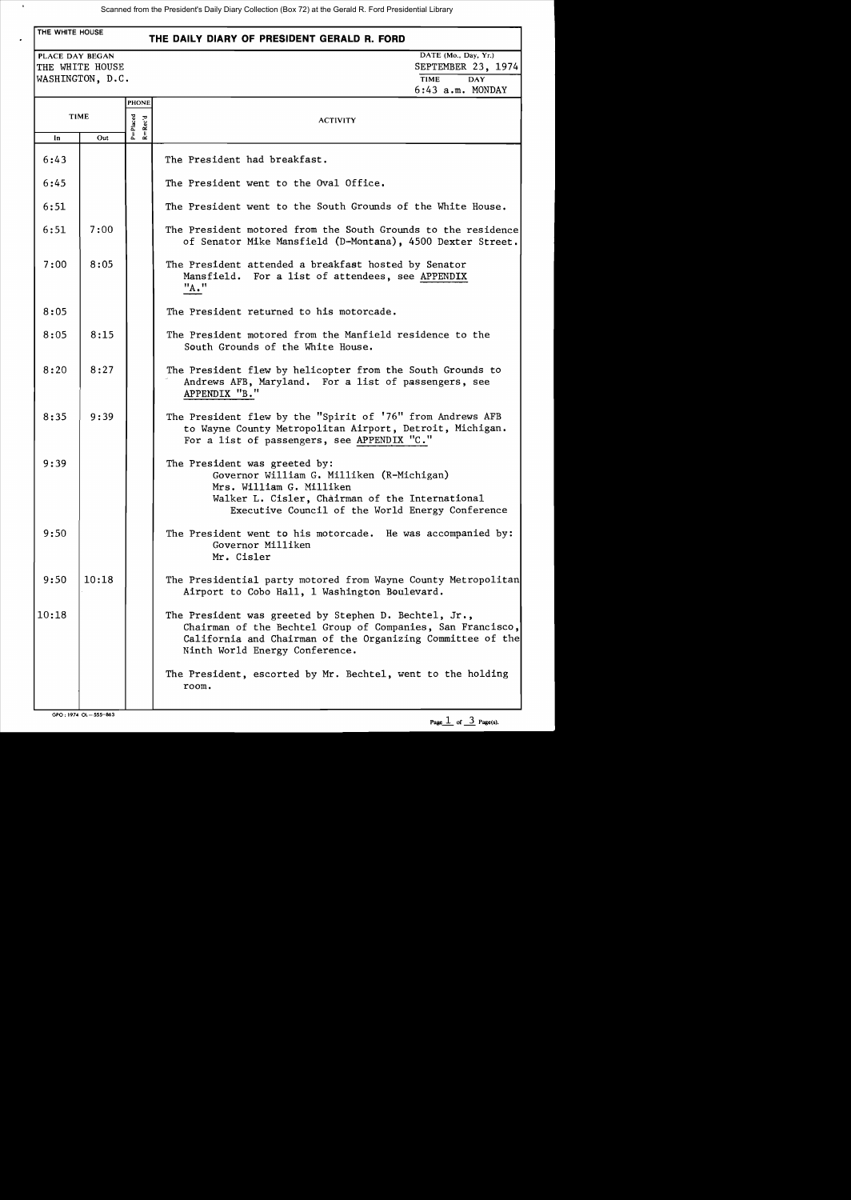# THE DAILY DIARY OF PRESIDENT GERALD R. FORD

THE WHITE HOUSE

| PLACE DAY BEGAN | DATE (Mo., Day, Yr.) |
|---|---|
| THE WHITE HOUSE<br>WASHINGTON, D.C. | SEPTEMBER 23, 1974 |
| | TIME: 6:43 a.m. DAY: MONDAY |

| TIME In | TIME Out | PHONE P=Placed R=Rec'd | ACTIVITY |
|---|---|---|---|
| 6:43 | | | The President had breakfast. |
| 6:45 | | | The President went to the Oval Office. |
| 6:51 | | | The President went to the South Grounds of the White House. |
| 6:51 | 7:00 | | The President motored from the South Grounds to the residence of Senator Mike Mansfield (D-Montana), 4500 Dexter Street. |
| 7:00 | 8:05 | | The President attended a breakfast hosted by Senator Mansfield. For a list of attendees, see APPENDIX "A." |
| 8:05 | | | The President returned to his motorcade. |
| 8:05 | 8:15 | | The President motored from the Manfield residence to the South Grounds of the White House. |
| 8:20 | 8:27 | | The President flew by helicopter from the South Grounds to Andrews AFB, Maryland. For a list of passengers, see APPENDIX "B." |
| 8:35 | 9:39 | | The President flew by the "Spirit of '76" from Andrews AFB to Wayne County Metropolitan Airport, Detroit, Michigan. For a list of passengers, see APPENDIX "C." |
| 9:39 | | | The President was greeted by:<br>Governor William G. Milliken (R-Michigan)<br>Mrs. William G. Milliken<br>Walker L. Cisler, Chairman of the International Executive Council of the World Energy Conference |
| 9:50 | | | The President went to his motorcade. He was accompanied by:<br>Governor Milliken<br>Mr. Cisler |
| 9:50 | 10:18 | | The Presidential party motored from Wayne County Metropolitan Airport to Cobo Hall, 1 Washington Boulevard. |
| 10:18 | | | The President was greeted by Stephen D. Bechtel, Jr., Chairman of the Bechtel Group of Companies, San Francisco, California and Chairman of the Organizing Committee of the Ninth World Energy Conference.<br><br>The President, escorted by Mr. Bechtel, went to the holding room. |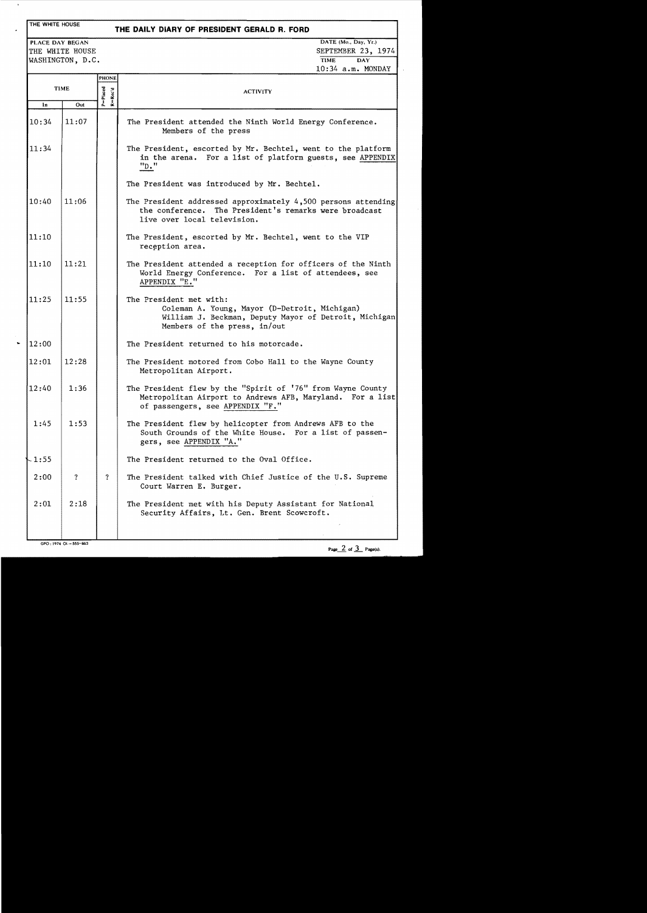THE WHITE HOUSE

# THE DAILY DIARY OF PRESIDENT GERALD R. FORD

PLACE DAY BEGAN
THE WHITE HOUSE
WASHINGTON, D.C.

DATE (Mo., Day, Yr.)
SEPTEMBER 23, 1974

TIME: 10:34 a.m. DAY: MONDAY

| TIME In | TIME Out | PHONE P=Placed R=Rec'd | ACTIVITY |
|---|---|---|---|
| 10:34 | 11:07 | | The President attended the Ninth World Energy Conference. Members of the press |
| 11:34 | | | The President, escorted by Mr. Bechtel, went to the platform in the arena. For a list of platform guests, see APPENDIX "D." |
| | | | The President was introduced by Mr. Bechtel. |
| 10:40 | 11:06 | | The President addressed approximately 4,500 persons attending the conference. The President's remarks were broadcast live over local television. |
| 11:10 | | | The President, escorted by Mr. Bechtel, went to the VIP reception area. |
| 11:10 | 11:21 | | The President attended a reception for officers of the Ninth World Energy Conference. For a list of attendees, see APPENDIX "E." |
| 11:25 | 11:55 | | The President met with: Coleman A. Young, Mayor (D-Detroit, Michigan); William J. Beckman, Deputy Mayor of Detroit, Michigan; Members of the press, in/out |
| 12:00 | | | The President returned to his motorcade. |
| 12:01 | 12:28 | | The President motored from Cobo Hall to the Wayne County Metropolitan Airport. |
| 12:40 | 1:36 | | The President flew by the "Spirit of '76" from Wayne County Metropolitan Airport to Andrews AFB, Maryland. For a list of passengers, see APPENDIX "F." |
| 1:45 | 1:53 | | The President flew by helicopter from Andrews AFB to the South Grounds of the White House. For a list of passengers, see APPENDIX "A." |
| 1:55 | | | The President returned to the Oval Office. |
| 2:00 | ? | ? | The President talked with Chief Justice of the U.S. Supreme Court Warren E. Burger. |
| 2:01 | 2:18 | | The President met with his Deputy Assistant for National Security Affairs, Lt. Gen. Brent Scowcroft. |

GPO : 1974 O - 555-863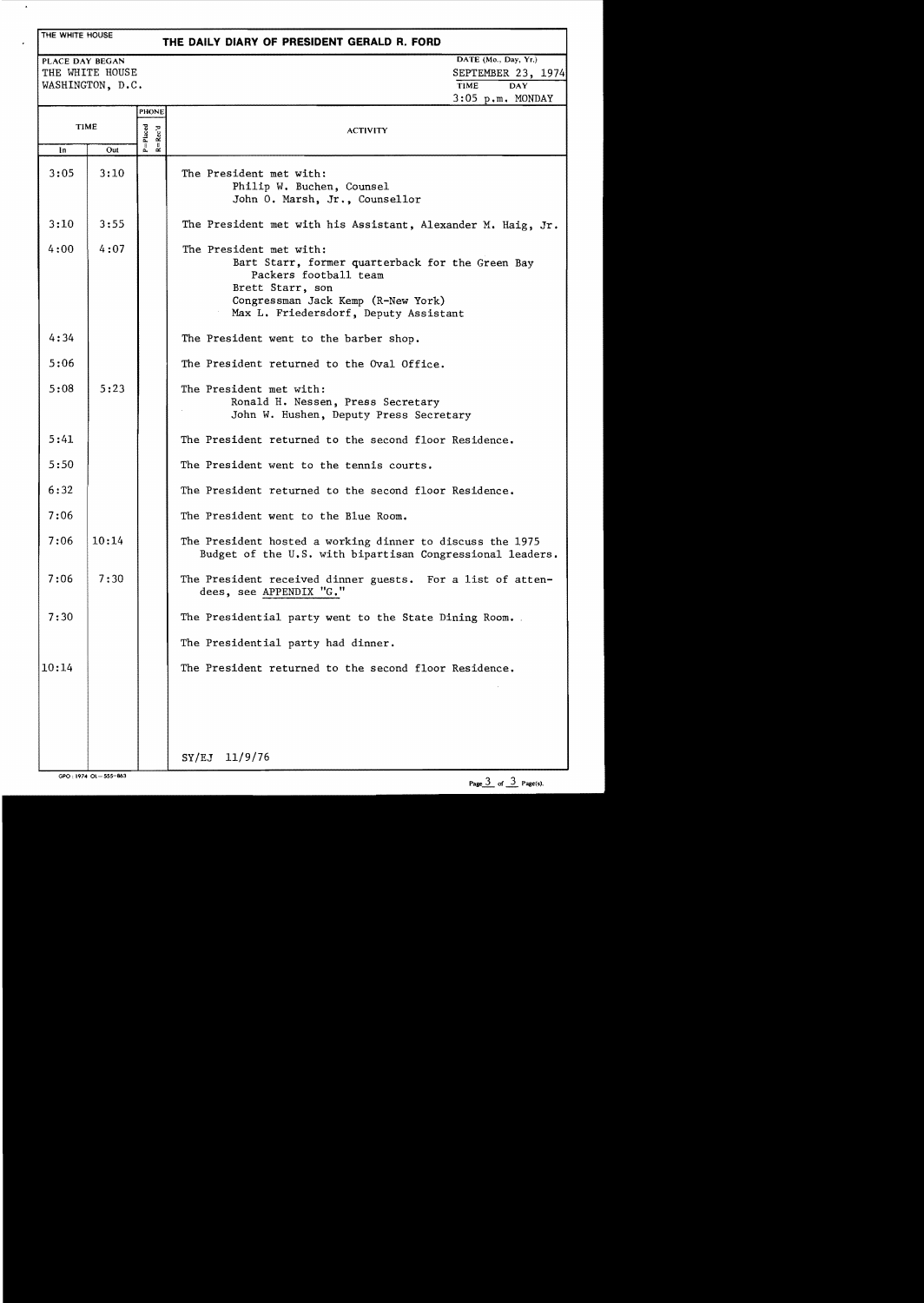THE WHITE HOUSE

# THE DAILY DIARY OF PRESIDENT GERALD R. FORD

PLACE DAY BEGAN
THE WHITE HOUSE
WASHINGTON, D.C.

DATE (Mo., Day, Yr.)
SEPTEMBER 23, 1974

TIME DAY
3:05 p.m. MONDAY

| TIME In | TIME Out | PHONE P=Placed R=Rec'd | ACTIVITY |
|---|---|---|---|
| 3:05 | 3:10 | | The President met with: Philip W. Buchen, Counsel; John O. Marsh, Jr., Counsellor |
| 3:10 | 3:55 | | The President met with his Assistant, Alexander M. Haig, Jr. |
| 4:00 | 4:07 | | The President met with: Bart Starr, former quarterback for the Green Bay Packers football team; Brett Starr, son; Congressman Jack Kemp (R-New York); Max L. Friedersdorf, Deputy Assistant |
| 4:34 | | | The President went to the barber shop. |
| 5:06 | | | The President returned to the Oval Office. |
| 5:08 | 5:23 | | The President met with: Ronald H. Nessen, Press Secretary; John W. Hushen, Deputy Press Secretary |
| 5:41 | | | The President returned to the second floor Residence. |
| 5:50 | | | The President went to the tennis courts. |
| 6:32 | | | The President returned to the second floor Residence. |
| 7:06 | | | The President went to the Blue Room. |
| 7:06 | 10:14 | | The President hosted a working dinner to discuss the 1975 Budget of the U.S. with bipartisan Congressional leaders. |
| 7:06 | 7:30 | | The President received dinner guests. For a list of attendees, see APPENDIX "G." |
| 7:30 | | | The Presidential party went to the State Dining Room. |
| | | | The Presidential party had dinner. |
| 10:14 | | | The President returned to the second floor Residence. |

SY/EJ 11/9/76

GPO: 1974 O1-555-863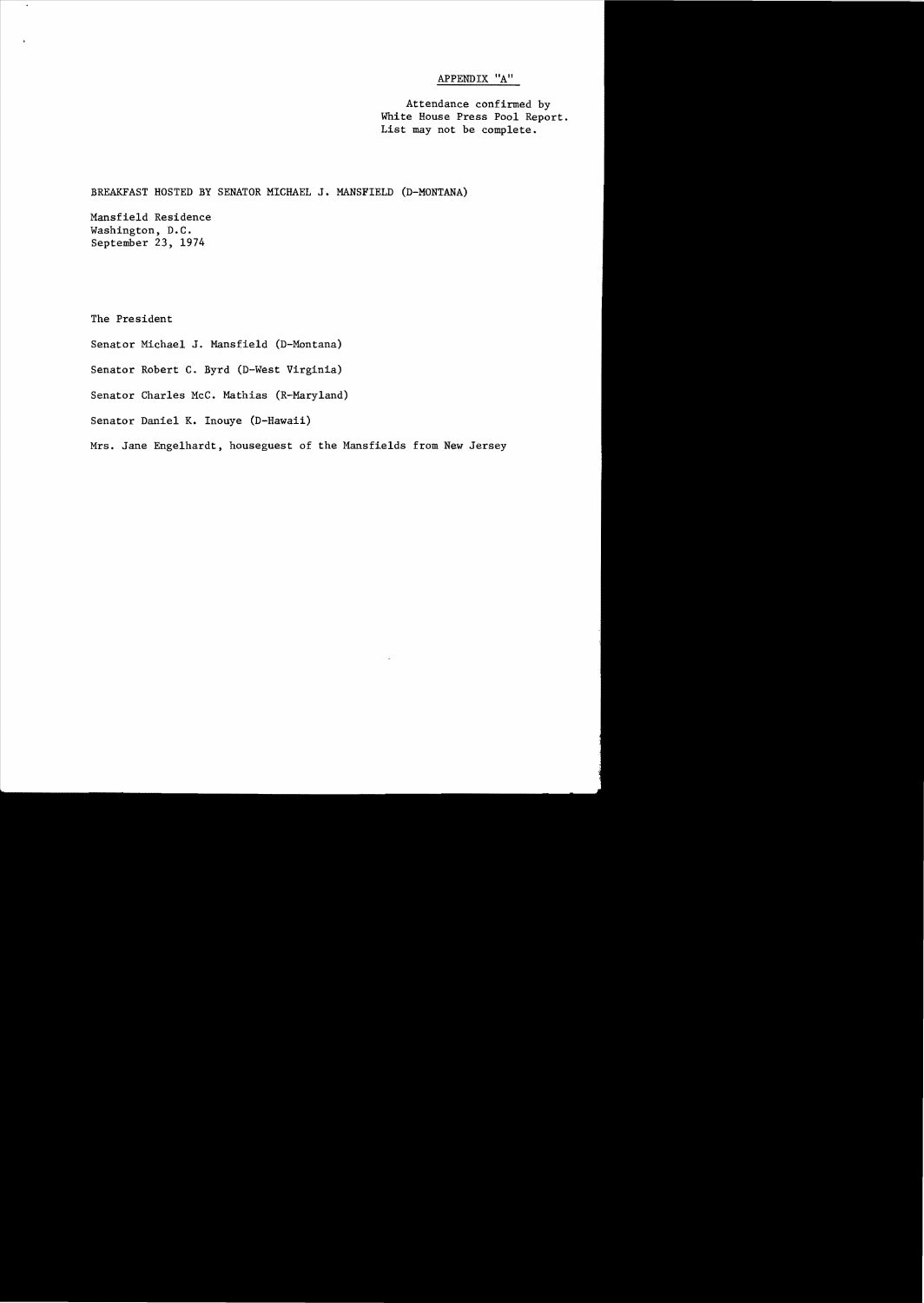APPENDIX "A"

Attendance confirmed by
White House Press Pool Report.
List may not be complete.

BREAKFAST HOSTED BY SENATOR MICHAEL J. MANSFIELD (D-MONTANA)

Mansfield Residence
Washington, D.C.
September 23, 1974

The President

Senator Michael J. Mansfield (D-Montana)

Senator Robert C. Byrd (D-West Virginia)

Senator Charles McC. Mathias (R-Maryland)

Senator Daniel K. Inouye (D-Hawaii)

Mrs. Jane Engelhardt, houseguest of the Mansfields from New Jersey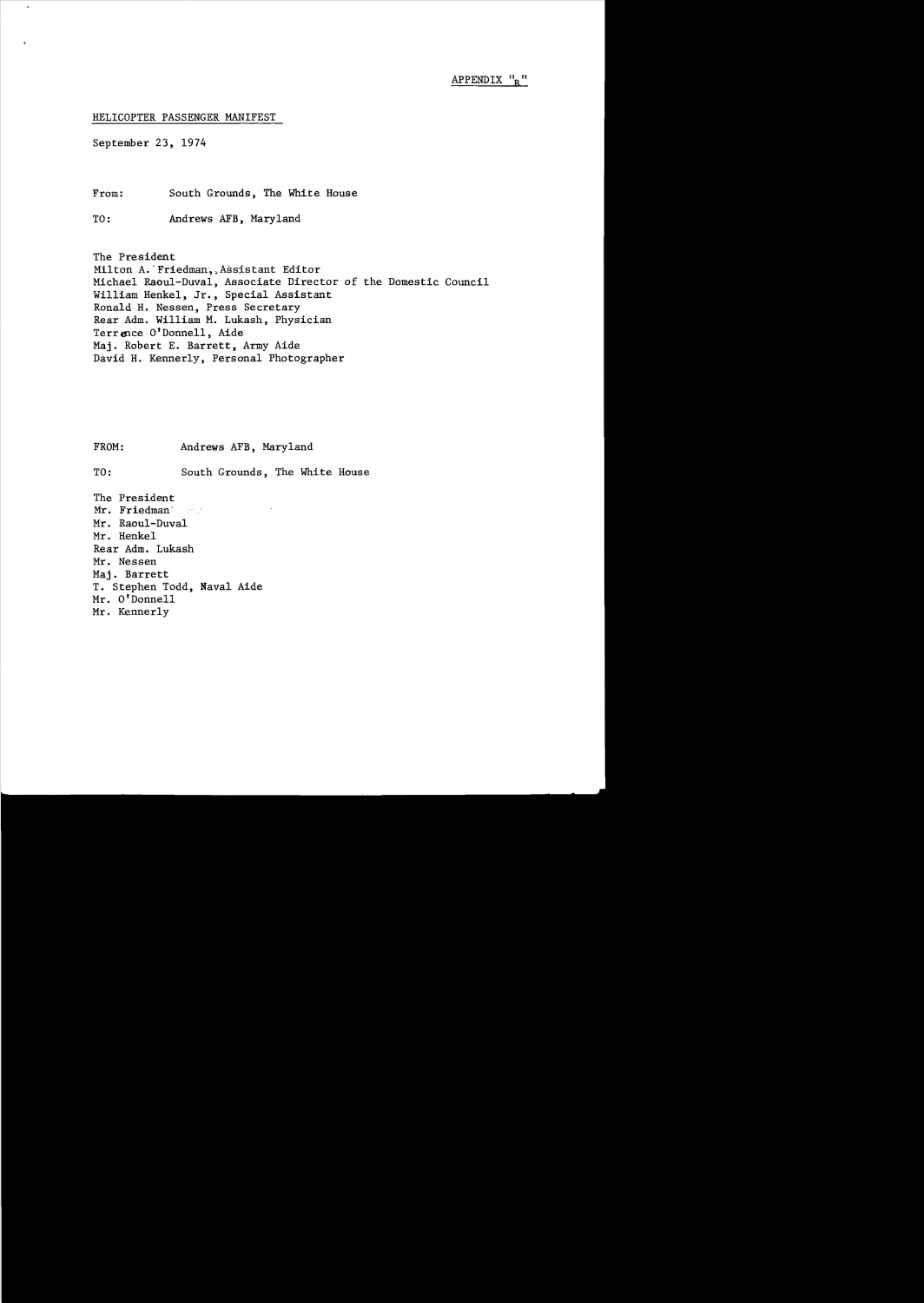APPENDIX "B"

HELICOPTER PASSENGER MANIFEST

September 23, 1974

From: South Grounds, The White House

TO: Andrews AFB, Maryland

The President
Milton A. Friedman, Assistant Editor
Michael Raoul-Duval, Associate Director of the Domestic Council
William Henkel, Jr., Special Assistant
Ronald H. Nessen, Press Secretary
Rear Adm. William M. Lukash, Physician
Terrence O'Donnell, Aide
Maj. Robert E. Barrett, Army Aide
David H. Kennerly, Personal Photographer

FROM: Andrews AFB, Maryland

TO: South Grounds, The White House

The President
Mr. Friedman
Mr. Raoul-Duval
Mr. Henkel
Rear Adm. Lukash
Mr. Nessen
Maj. Barrett
T. Stephen Todd, Naval Aide
Mr. O'Donnell
Mr. Kennerly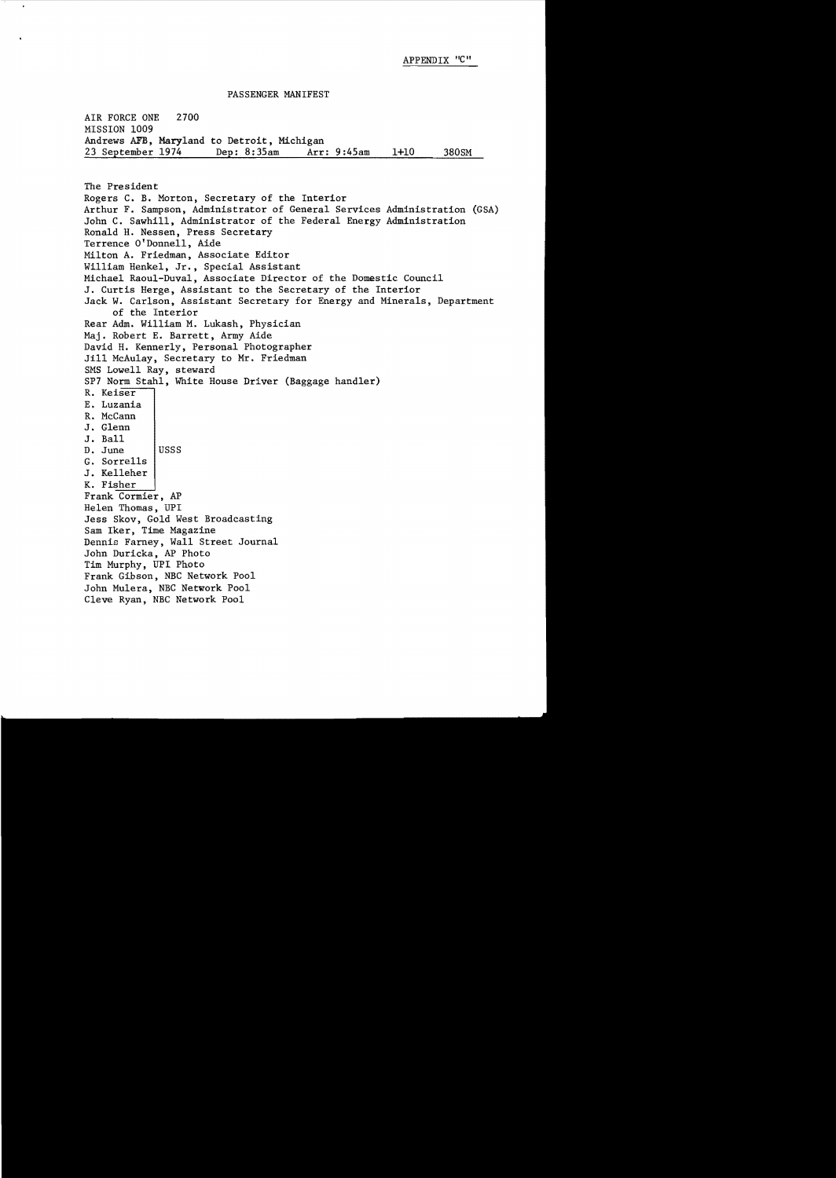APPENDIX "C"

PASSENGER MANIFEST

AIR FORCE ONE 2700
MISSION 1009
Andrews AFB, Maryland to Detroit, Michigan
23 September 1974 Dep: 8:35am Arr: 9:45am 1+10 380SM

The President
Rogers C. B. Morton, Secretary of the Interior
Arthur F. Sampson, Administrator of General Services Administration (GSA)
John C. Sawhill, Administrator of the Federal Energy Administration
Ronald H. Nessen, Press Secretary
Terrence O'Donnell, Aide
Milton A. Friedman, Associate Editor
William Henkel, Jr., Special Assistant
Michael Raoul-Duval, Associate Director of the Domestic Council
J. Curtis Herge, Assistant to the Secretary of the Interior
Jack W. Carlson, Assistant Secretary for Energy and Minerals, Department of the Interior
Rear Adm. William M. Lukash, Physician
Maj. Robert E. Barrett, Army Aide
David H. Kennerly, Personal Photographer
Jill McAulay, Secretary to Mr. Friedman
SMS Lowell Ray, steward
SP7 Norm Stahl, White House Driver (Baggage handler)

| | |
|---|---|
| R. Keiser | USSS |
| E. Luzania | |
| R. McCann | |
| J. Glenn | |
| J. Ball | |
| D. June | |
| G. Sorrells | |
| J. Kelleher | |
| K. Fisher | |

Frank Cormier, AP
Helen Thomas, UPI
Jess Skov, Gold West Broadcasting
Sam Iker, Time Magazine
Dennis Farney, Wall Street Journal
John Duricka, AP Photo
Tim Murphy, UPI Photo
Frank Gibson, NBC Network Pool
John Mulera, NBC Network Pool
Cleve Ryan, NBC Network Pool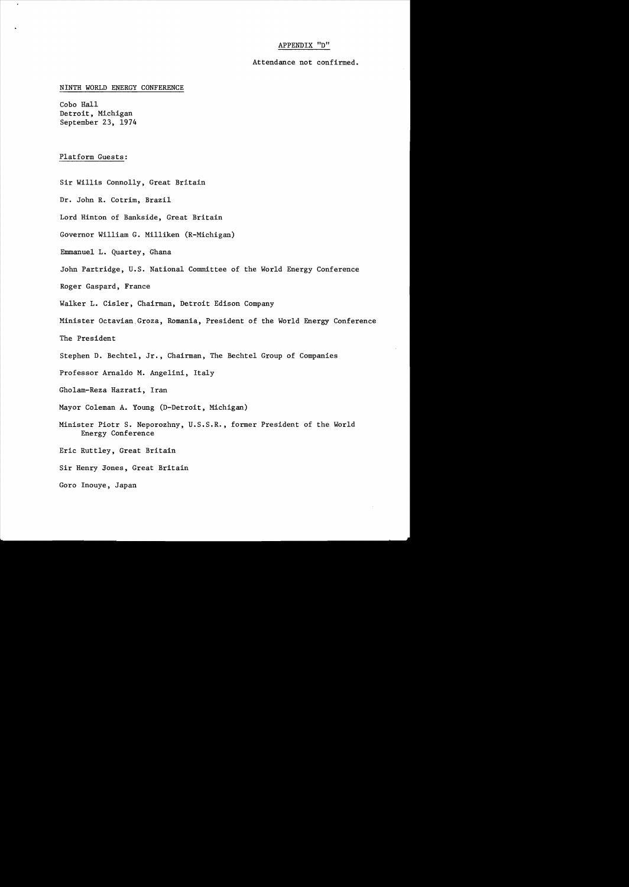APPENDIX "D"

Attendance not confirmed.

NINTH WORLD ENERGY CONFERENCE

Cobo Hall
Detroit, Michigan
September 23, 1974

Platform Guests:

Sir Willis Connolly, Great Britain

Dr. John R. Cotrim, Brazil

Lord Hinton of Bankside, Great Britain

Governor William G. Milliken (R-Michigan)

Emmanuel L. Quartey, Ghana

John Partridge, U.S. National Committee of the World Energy Conference

Roger Gaspard, France

Walker L. Cisler, Chairman, Detroit Edison Company

Minister Octavian Groza, Romania, President of the World Energy Conference

The President

Stephen D. Bechtel, Jr., Chairman, The Bechtel Group of Companies

Professor Arnaldo M. Angelini, Italy

Gholam-Reza Hazrati, Iran

Mayor Coleman A. Young (D-Detroit, Michigan)

Minister Piotr S. Neporozhny, U.S.S.R., former President of the World Energy Conference

Eric Ruttley, Great Britain

Sir Henry Jones, Great Britain

Goro Inouye, Japan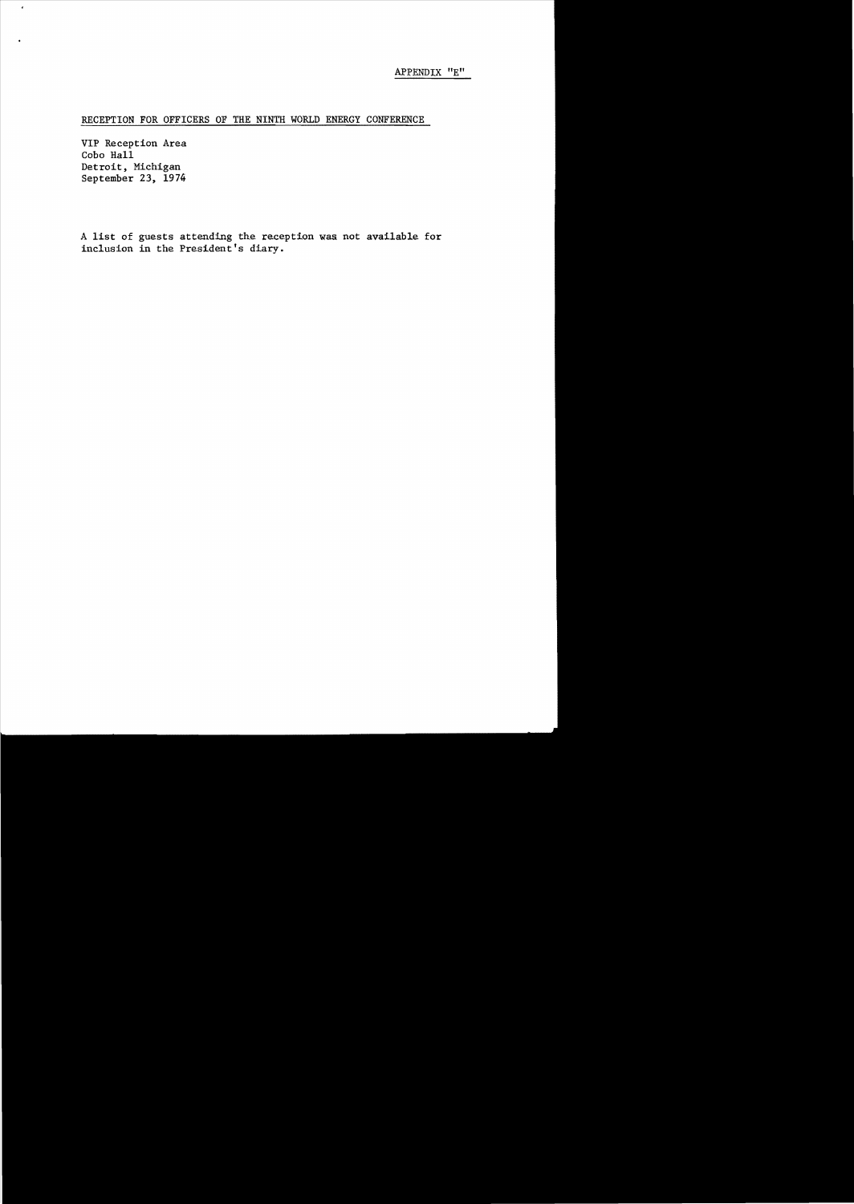APPENDIX "E"

RECEPTION FOR OFFICERS OF THE NINTH WORLD ENERGY CONFERENCE

VIP Reception Area
Cobo Hall
Detroit, Michigan
September 23, 1974

A list of guests attending the reception was not available for inclusion in the President's diary.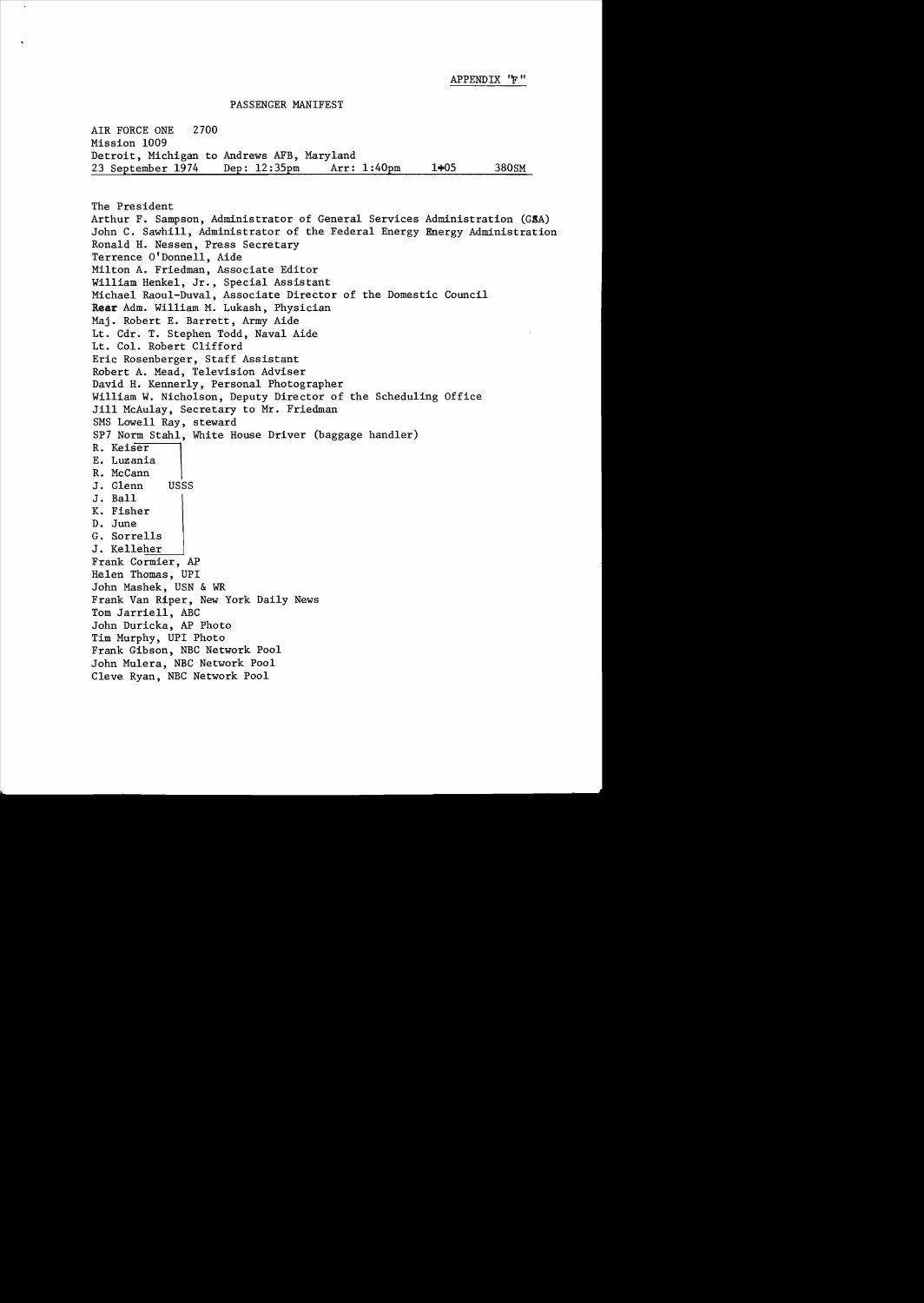APPENDIX "F"

PASSENGER MANIFEST

AIR FORCE ONE 2700
Mission 1009
Detroit, Michigan to Andrews AFB, Maryland
23 September 1974 Dep: 12:35pm Arr: 1:40pm 1+05 380SM

The President
Arthur F. Sampson, Administrator of General Services Administration (GSA)
John C. Sawhill, Administrator of the Federal Energy Energy Administration
Ronald H. Nessen, Press Secretary
Terrence O'Donnell, Aide
Milton A. Friedman, Associate Editor
William Henkel, Jr., Special Assistant
Michael Raoul-Duval, Associate Director of the Domestic Council
Rear Adm. William M. Lukash, Physician
Maj. Robert E. Barrett, Army Aide
Lt. Cdr. T. Stephen Todd, Naval Aide
Lt. Col. Robert Clifford
Eric Rosenberger, Staff Assistant
Robert A. Mead, Television Adviser
David H. Kennerly, Personal Photographer
William W. Nicholson, Deputy Director of the Scheduling Office
Jill McAulay, Secretary to Mr. Friedman
SMS Lowell Ray, steward
SP7 Norm Stahl, White House Driver (baggage handler)

USSS:
- R. Keiser
- E. Luzania
- R. McCann
- J. Glenn
- J. Ball
- K. Fisher
- D. June
- G. Sorrells
- J. Kelleher

Frank Cormier, AP
Helen Thomas, UPI
John Mashek, USN & WR
Frank Van Riper, New York Daily News
Tom Jarriell, ABC
John Duricka, AP Photo
Tim Murphy, UPI Photo
Frank Gibson, NBC Network Pool
John Mulera, NBC Network Pool
Cleve Ryan, NBC Network Pool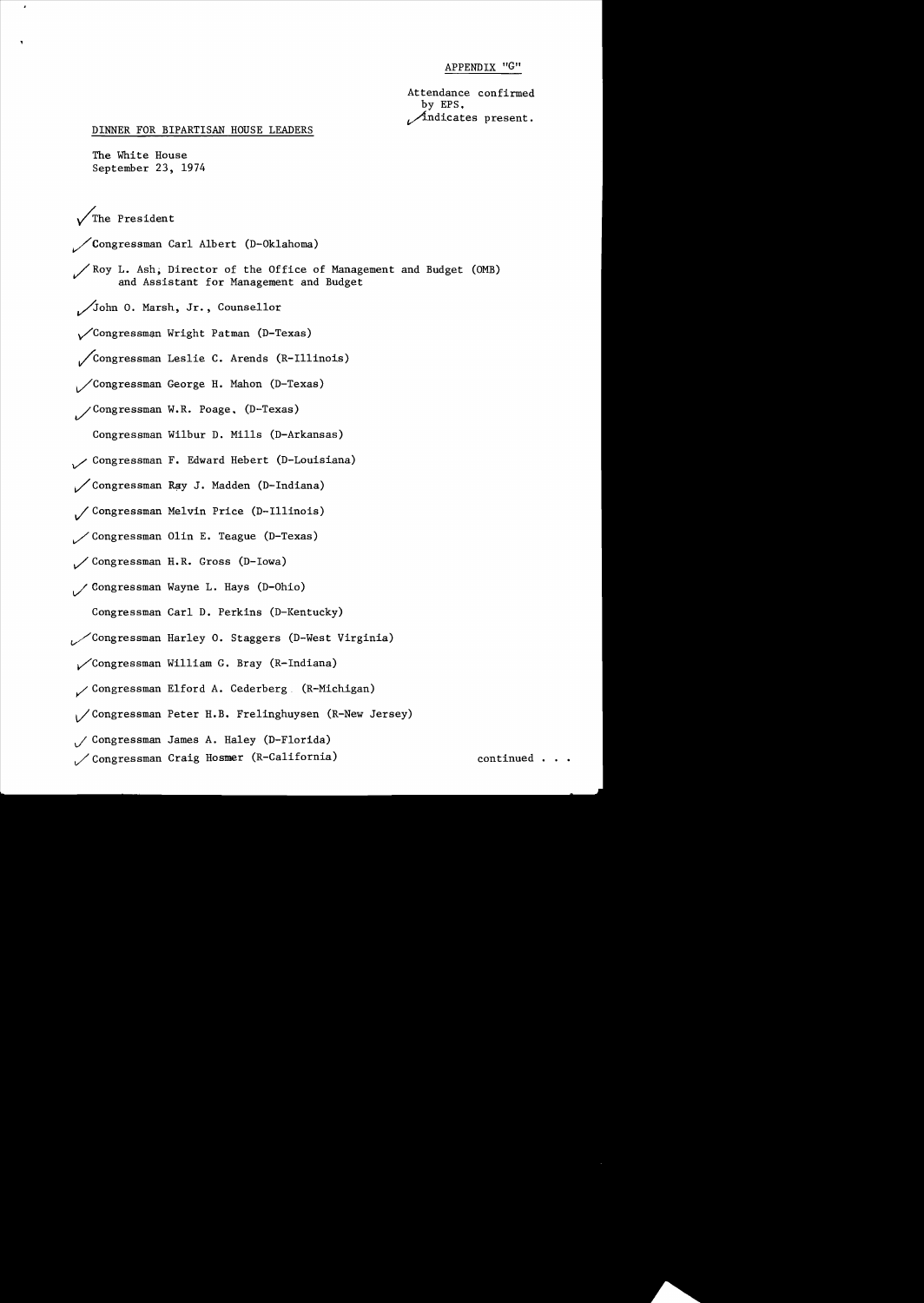APPENDIX "G"

Attendance confirmed by EPS. ✓ indicates present.

DINNER FOR BIPARTISAN HOUSE LEADERS

The White House
September 23, 1974

✓ The President

✓ Congressman Carl Albert (D-Oklahoma)

✓ Roy L. Ash, Director of the Office of Management and Budget (OMB) and Assistant for Management and Budget

✓ John O. Marsh, Jr., Counsellor

✓ Congressman Wright Patman (D-Texas)

✓ Congressman Leslie C. Arends (R-Illinois)

✓ Congressman George H. Mahon (D-Texas)

✓ Congressman W.R. Poage, (D-Texas)

Congressman Wilbur D. Mills (D-Arkansas)

✓ Congressman F. Edward Hebert (D-Louisiana)

✓ Congressman Ray J. Madden (D-Indiana)

✓ Congressman Melvin Price (D-Illinois)

✓ Congressman Olin E. Teague (D-Texas)

✓ Congressman H.R. Gross (D-Iowa)

✓ Congressman Wayne L. Hays (D-Ohio)

Congressman Carl D. Perkins (D-Kentucky)

✓ Congressman Harley O. Staggers (D-West Virginia)

✓ Congressman William G. Bray (R-Indiana)

✓ Congressman Elford A. Cederberg (R-Michigan)

✓ Congressman Peter H.B. Frelinghuysen (R-New Jersey)

✓ Congressman James A. Haley (D-Florida)

✓ Congressman Craig Hosmer (R-California)

continued . . .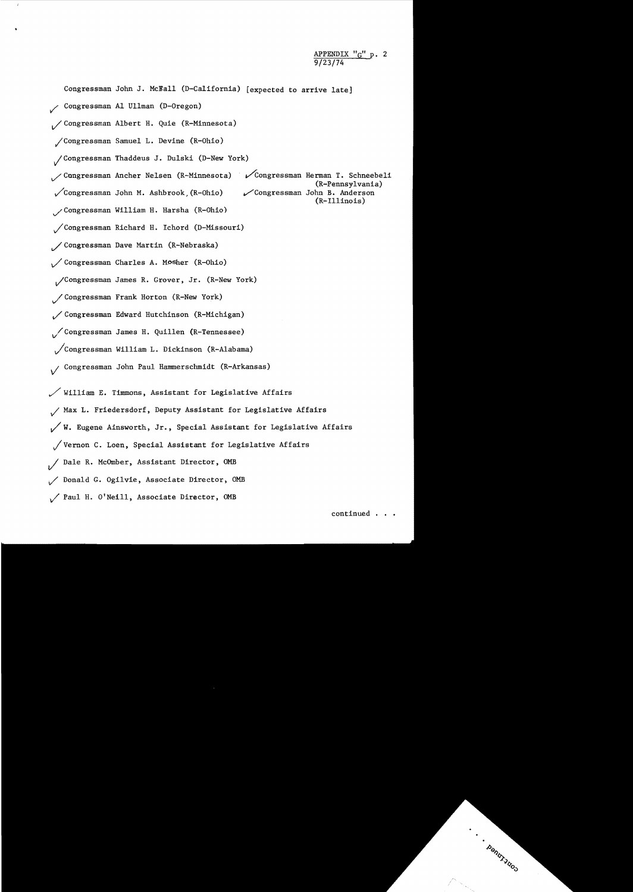APPENDIX "G" p. 2
9/23/74

Congressman John J. McFall (D-California) [expected to arrive late]

✓ Congressman Al Ullman (D-Oregon)

✓ Congressman Albert H. Quie (R-Minnesota)

✓ Congressman Samuel L. Devine (R-Ohio)

✓ Congressman Thaddeus J. Dulski (D-New York)

✓ Congressman Ancher Nelsen (R-Minnesota)

✓ Congressman Herman T. Schneebeli (R-Pennsylvania)

✓ Congressman John M. Ashbrook (R-Ohio)

✓ Congressman John B. Anderson (R-Illinois)

✓ Congressman William H. Harsha (R-Ohio)

✓ Congressman Richard H. Ichord (D-Missouri)

✓ Congressman Dave Martin (R-Nebraska)

✓ Congressman Charles A. Mosher (R-Ohio)

✓ Congressman James R. Grover, Jr. (R-New York)

✓ Congressman Frank Horton (R-New York)

✓ Congressman Edward Hutchinson (R-Michigan)

✓ Congressman James H. Quillen (R-Tennessee)

✓ Congressman William L. Dickinson (R-Alabama)

✓ Congressman John Paul Hammerschmidt (R-Arkansas)

✓ William E. Timmons, Assistant for Legislative Affairs

✓ Max L. Friedersdorf, Deputy Assistant for Legislative Affairs

✓ W. Eugene Ainsworth, Jr., Special Assistant for Legislative Affairs

✓ Vernon C. Loen, Special Assistant for Legislative Affairs

✓ Dale R. McOmber, Assistant Director, OMB

✓ Donald G. Ogilvie, Associate Director, OMB

✓ Paul H. O'Neill, Associate Director, OMB

continued . . .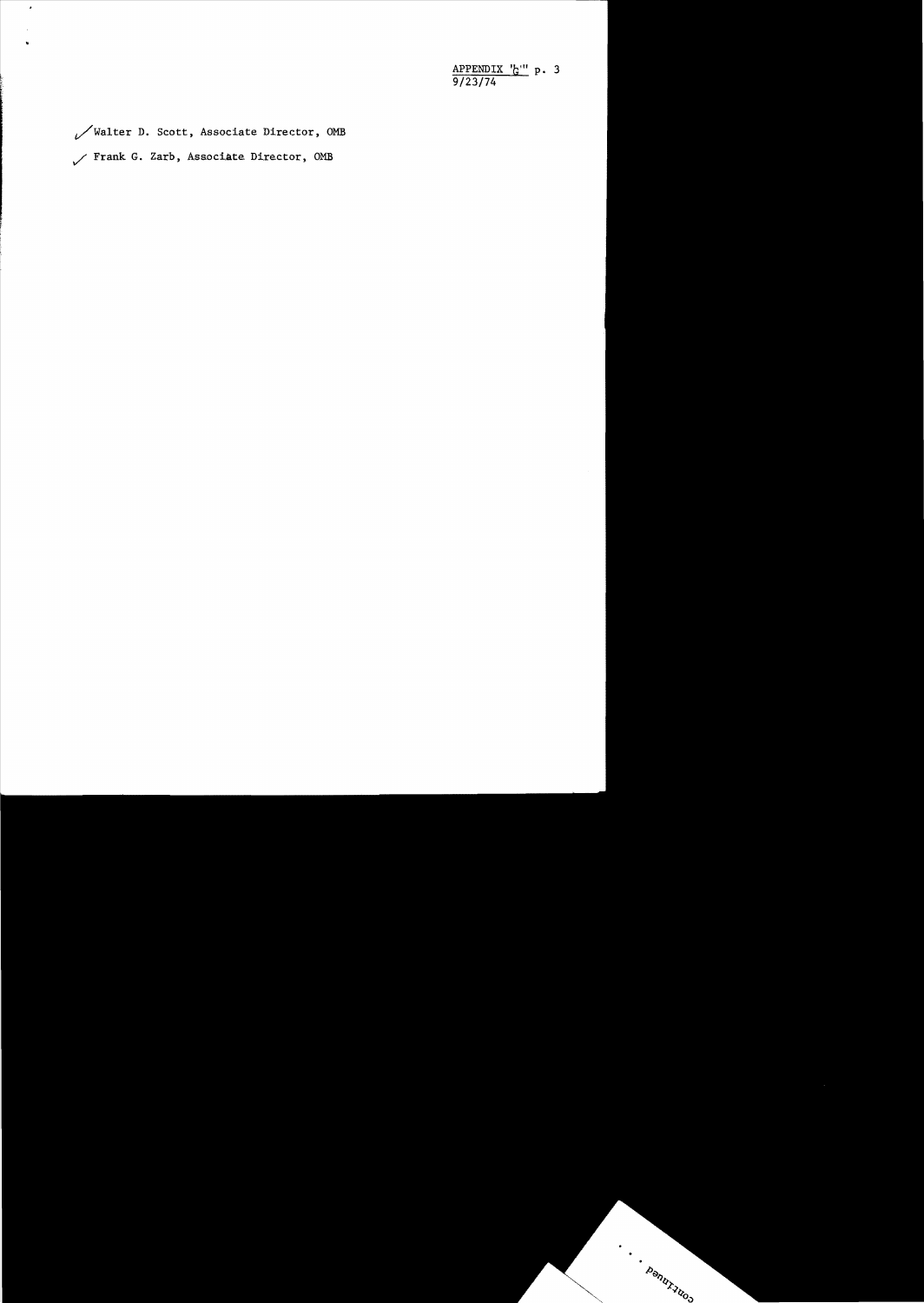APPENDIX "G" p. 3
9/23/74

✓ Walter D. Scott, Associate Director, OMB

✓ Frank G. Zarb, Associate Director, OMB

. . . continued